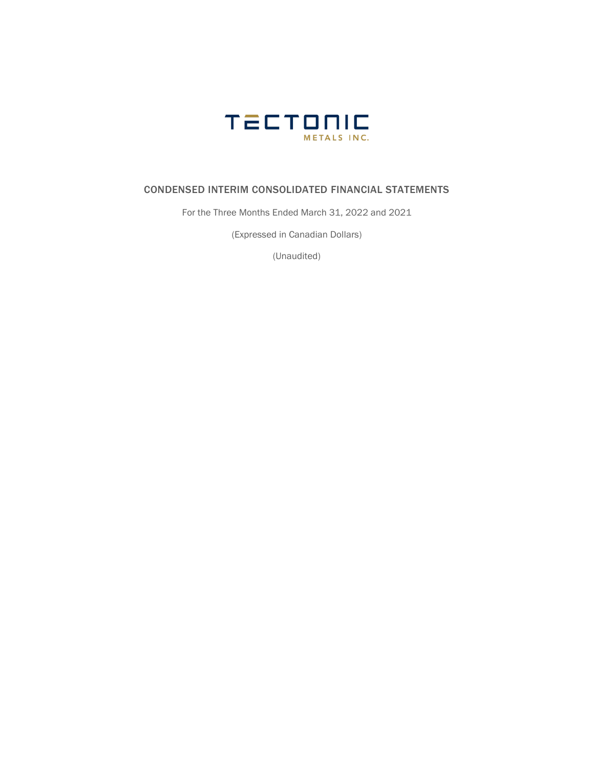# TECTONIC
METALS INC.

## CONDENSED INTERIM CONSOLIDATED FINANCIAL STATEMENTS

For the Three Months Ended March 31, 2022 and 2021

(Expressed in Canadian Dollars)

(Unaudited)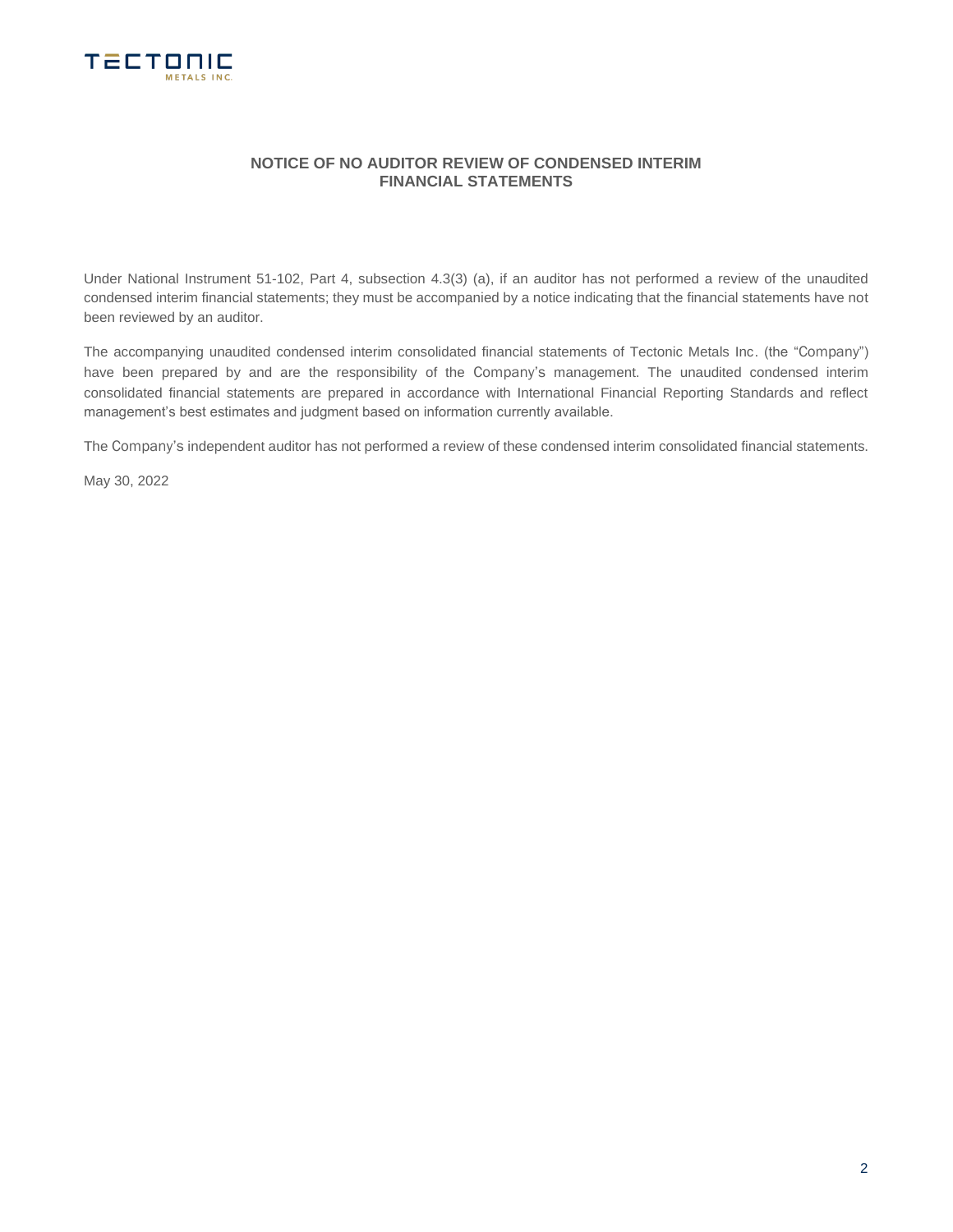## NOTICE OF NO AUDITOR REVIEW OF CONDENSED INTERIM FINANCIAL STATEMENTS

Under National Instrument 51-102, Part 4, subsection 4.3(3) (a), if an auditor has not performed a review of the unaudited condensed interim financial statements; they must be accompanied by a notice indicating that the financial statements have not been reviewed by an auditor.

The accompanying unaudited condensed interim consolidated financial statements of Tectonic Metals Inc. (the "Company") have been prepared by and are the responsibility of the Company's management. The unaudited condensed interim consolidated financial statements are prepared in accordance with International Financial Reporting Standards and reflect management's best estimates and judgment based on information currently available.

The Company's independent auditor has not performed a review of these condensed interim consolidated financial statements.

May 30, 2022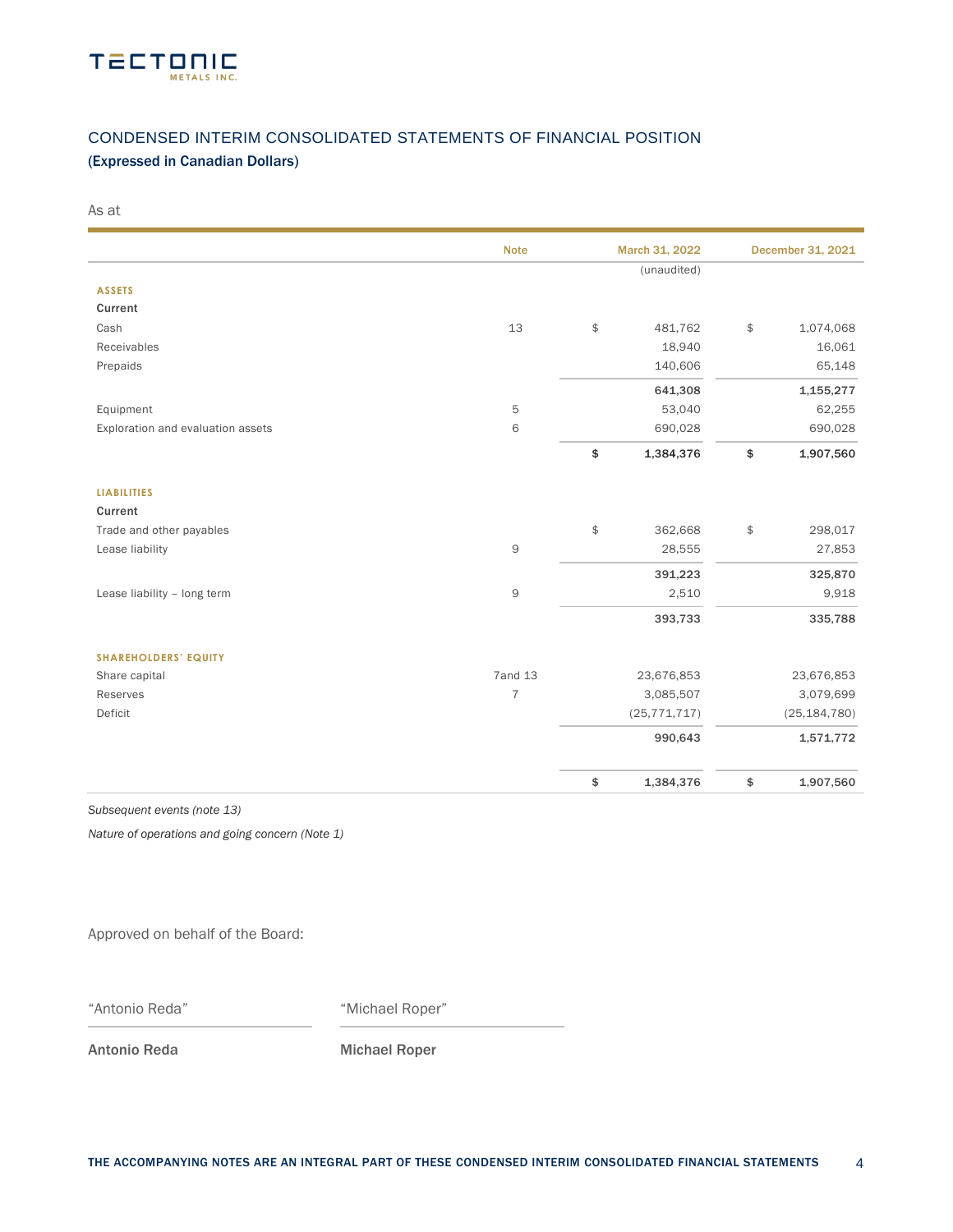# CONDENSED INTERIM CONSOLIDATED STATEMENTS OF FINANCIAL POSITION

**(Expressed in Canadian Dollars)**

As at

| | Note | March 31, 2022 | December 31, 2021 |
|---|---|---|---|
| | | (unaudited) | |
| **ASSETS** | | | |
| **Current** | | | |
| Cash | 13 | $ 481,762 | $ 1,074,068 |
| Receivables | | 18,940 | 16,061 |
| Prepaids | | 140,606 | 65,148 |
| | | **641,308** | **1,155,277** |
| Equipment | 5 | 53,040 | 62,255 |
| Exploration and evaluation assets | 6 | 690,028 | 690,028 |
| | | **$ 1,384,376** | **$ 1,907,560** |
| **LIABILITIES** | | | |
| **Current** | | | |
| Trade and other payables | | $ 362,668 | $ 298,017 |
| Lease liability | 9 | 28,555 | 27,853 |
| | | **391,223** | **325,870** |
| Lease liability – long term | 9 | 2,510 | 9,918 |
| | | **393,733** | **335,788** |
| **SHAREHOLDERS' EQUITY** | | | |
| Share capital | 7and 13 | 23,676,853 | 23,676,853 |
| Reserves | 7 | 3,085,507 | 3,079,699 |
| Deficit | | (25,771,717) | (25,184,780) |
| | | **990,643** | **1,571,772** |
| | | **$ 1,384,376** | **$ 1,907,560** |

*Subsequent events (note 13)*

*Nature of operations and going concern (Note 1)*

Approved on behalf of the Board:

"Antonio Reda" "Michael Roper"

**Antonio Reda** **Michael Roper**

**THE ACCOMPANYING NOTES ARE AN INTEGRAL PART OF THESE CONDENSED INTERIM CONSOLIDATED FINANCIAL STATEMENTS**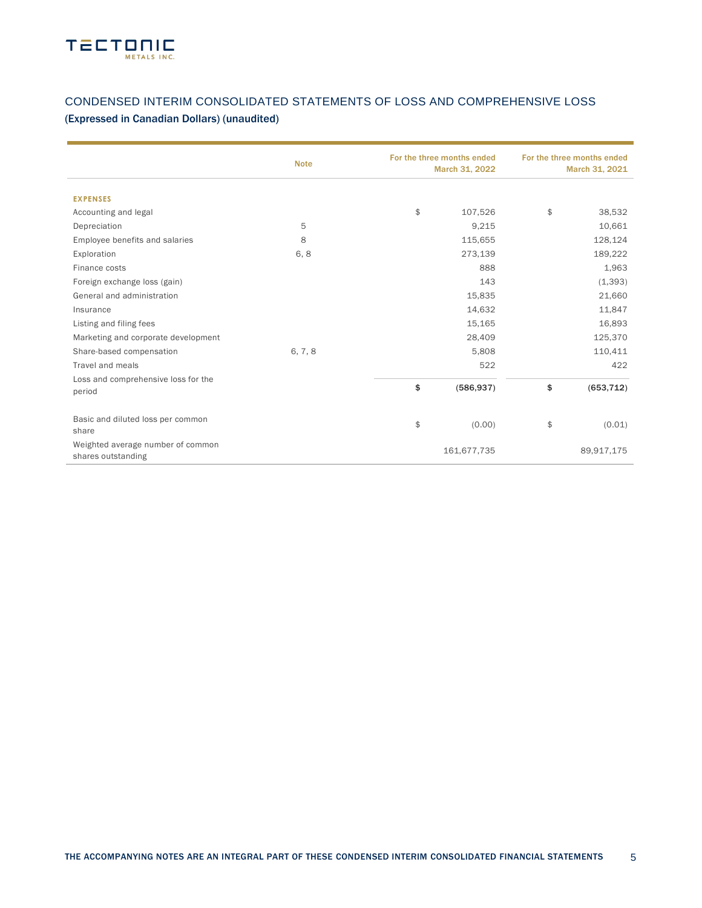## CONDENSED INTERIM CONSOLIDATED STATEMENTS OF LOSS AND COMPREHENSIVE LOSS

### (Expressed in Canadian Dollars) (unaudited)

| | Note | For the three months ended March 31, 2022 | For the three months ended March 31, 2021 |
|---|---|---|---|
| **EXPENSES** | | | |
| Accounting and legal | | $ 107,526 | $ 38,532 |
| Depreciation | 5 | 9,215 | 10,661 |
| Employee benefits and salaries | 8 | 115,655 | 128,124 |
| Exploration | 6, 8 | 273,139 | 189,222 |
| Finance costs | | 888 | 1,963 |
| Foreign exchange loss (gain) | | 143 | (1,393) |
| General and administration | | 15,835 | 21,660 |
| Insurance | | 14,632 | 11,847 |
| Listing and filing fees | | 15,165 | 16,893 |
| Marketing and corporate development | | 28,409 | 125,370 |
| Share-based compensation | 6, 7, 8 | 5,808 | 110,411 |
| Travel and meals | | 522 | 422 |
| Loss and comprehensive loss for the period | | **$ (586,937)** | **$ (653,712)** |
| Basic and diluted loss per common share | | $ (0.00) | $ (0.01) |
| Weighted average number of common shares outstanding | | 161,677,735 | 89,917,175 |

THE ACCOMPANYING NOTES ARE AN INTEGRAL PART OF THESE CONDENSED INTERIM CONSOLIDATED FINANCIAL STATEMENTS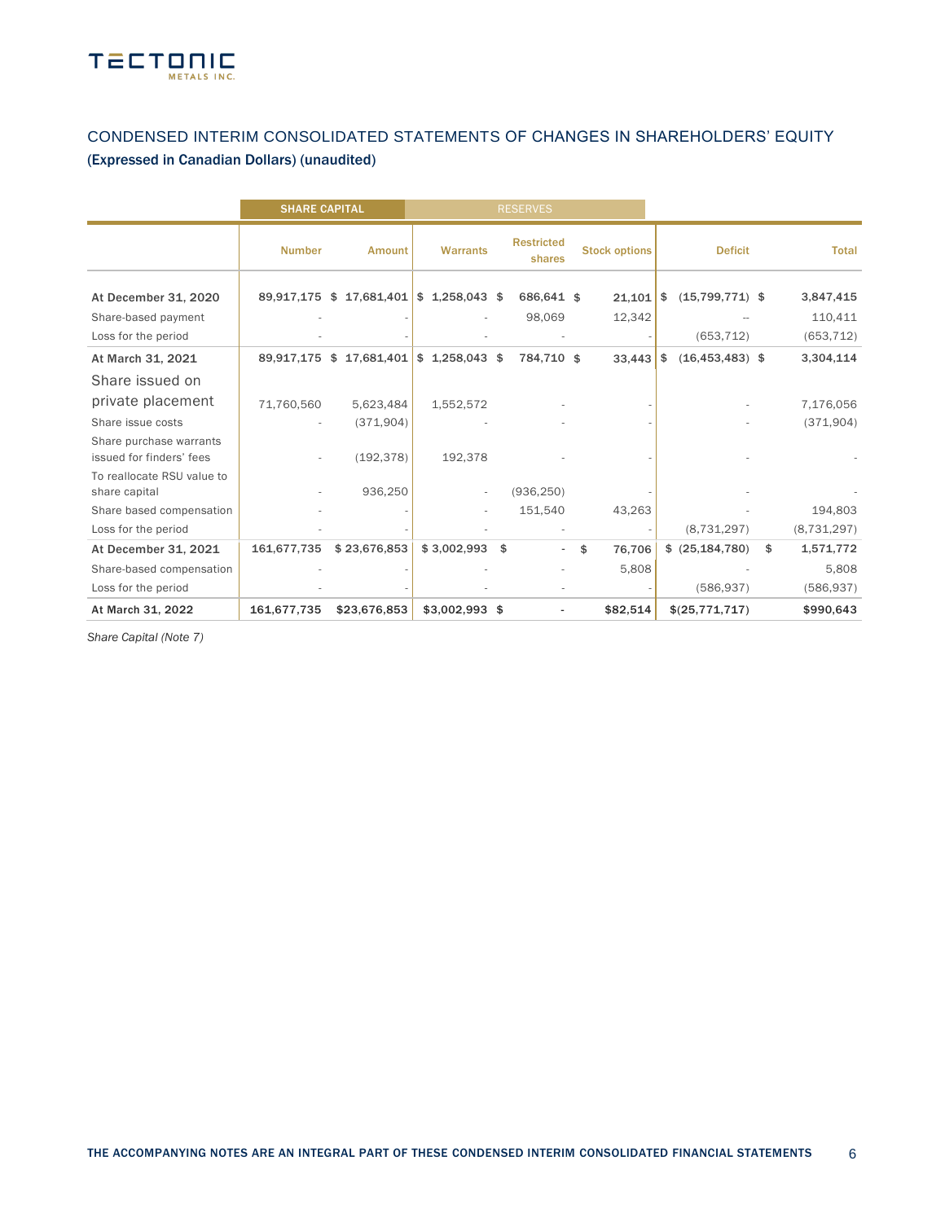## CONDENSED INTERIM CONSOLIDATED STATEMENTS OF CHANGES IN SHAREHOLDERS' EQUITY

(Expressed in Canadian Dollars) (unaudited)

| | SHARE CAPITAL | | RESERVES | | | | |
|---|---|---|---|---|---|---|---|
| | Number | Amount | Warrants | Restricted shares | Stock options | Deficit | Total |
| **At December 31, 2020** | 89,917,175 | $ 17,681,401 | $ 1,258,043 | $ 686,641 | $ 21,101 | $ (15,799,771) | $ 3,847,415 |
| Share-based payment | - | - | - | 98,069 | 12,342 | -- | 110,411 |
| Loss for the period | - | - | - | - | - | (653,712) | (653,712) |
| **At March 31, 2021** | 89,917,175 | $ 17,681,401 | $ 1,258,043 | $ 784,710 | $ 33,443 | $ (16,453,483) | $ 3,304,114 |
| Share issued on private placement | 71,760,560 | 5,623,484 | 1,552,572 | - | - | - | 7,176,056 |
| Share issue costs | - | (371,904) | - | - | - | - | (371,904) |
| Share purchase warrants issued for finders' fees | - | (192,378) | 192,378 | - | - | - | - |
| To reallocate RSU value to share capital | - | 936,250 | - | (936,250) | - | - | - |
| Share based compensation | - | - | - | 151,540 | 43,263 | - | 194,803 |
| Loss for the period | - | - | - | - | - | (8,731,297) | (8,731,297) |
| **At December 31, 2021** | 161,677,735 | $ 23,676,853 | $ 3,002,993 | $ - | $ 76,706 | $ (25,184,780) | $ 1,571,772 |
| Share-based compensation | - | - | - | - | 5,808 | - | 5,808 |
| Loss for the period | - | - | - | - | - | (586,937) | (586,937) |
| **At March 31, 2022** | 161,677,735 | $23,676,853 | $3,002,993 | $ - | $82,514 | $(25,771,717) | $990,643 |

*Share Capital (Note 7)*

THE ACCOMPANYING NOTES ARE AN INTEGRAL PART OF THESE CONDENSED INTERIM CONSOLIDATED FINANCIAL STATEMENTS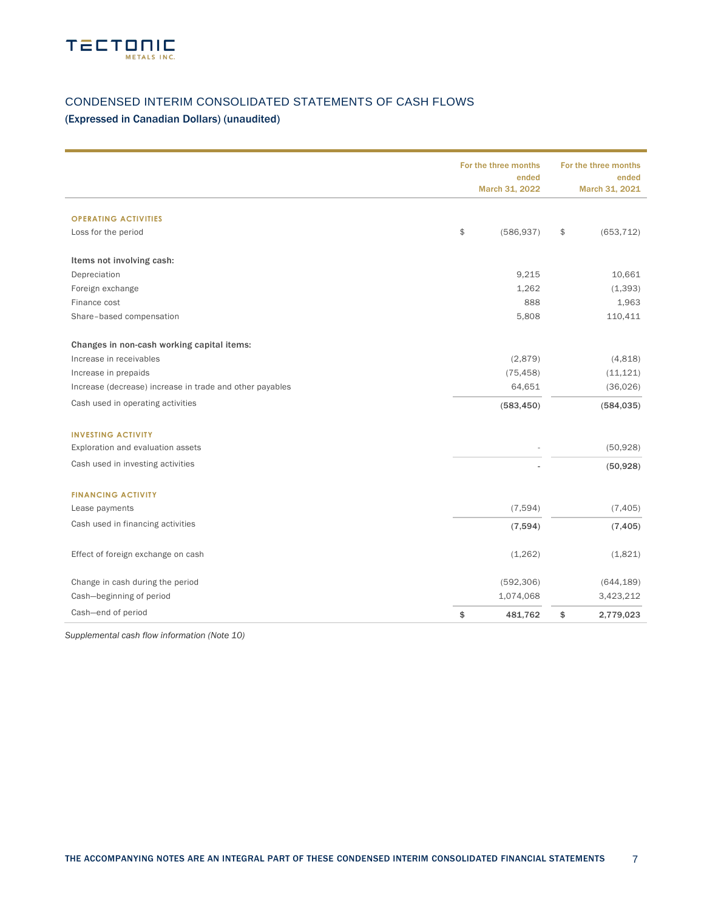# CONDENSED INTERIM CONSOLIDATED STATEMENTS OF CASH FLOWS

(Expressed in Canadian Dollars) (unaudited)

| | For the three months ended March 31, 2022 | For the three months ended March 31, 2021 |
|---|---|---|
| **OPERATING ACTIVITIES** | | |
| Loss for the period | $ (586,937) | $ (653,712) |
| **Items not involving cash:** | | |
| Depreciation | 9,215 | 10,661 |
| Foreign exchange | 1,262 | (1,393) |
| Finance cost | 888 | 1,963 |
| Share–based compensation | 5,808 | 110,411 |
| **Changes in non-cash working capital items:** | | |
| Increase in receivables | (2,879) | (4,818) |
| Increase in prepaids | (75,458) | (11,121) |
| Increase (decrease) increase in trade and other payables | 64,651 | (36,026) |
| Cash used in operating activities | **(583,450)** | **(584,035)** |
| **INVESTING ACTIVITY** | | |
| Exploration and evaluation assets | - | (50,928) |
| Cash used in investing activities | **-** | **(50,928)** |
| **FINANCING ACTIVITY** | | |
| Lease payments | (7,594) | (7,405) |
| Cash used in financing activities | **(7,594)** | **(7,405)** |
| Effect of foreign exchange on cash | (1,262) | (1,821) |
| Change in cash during the period | (592,306) | (644,189) |
| Cash—beginning of period | 1,074,068 | 3,423,212 |
| Cash—end of period | **$ 481,762** | **$ 2,779,023** |

*Supplemental cash flow information (Note 10)*

THE ACCOMPANYING NOTES ARE AN INTEGRAL PART OF THESE CONDENSED INTERIM CONSOLIDATED FINANCIAL STATEMENTS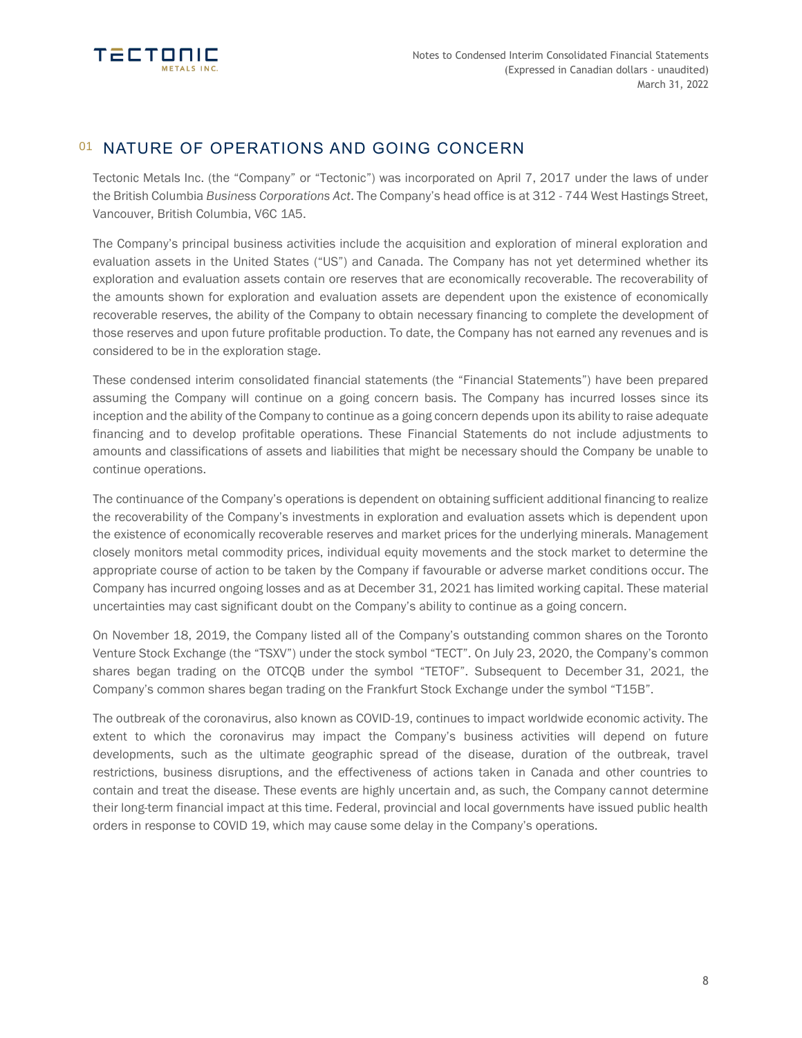## 01 NATURE OF OPERATIONS AND GOING CONCERN

Tectonic Metals Inc. (the "Company" or "Tectonic") was incorporated on April 7, 2017 under the laws of under the British Columbia *Business Corporations Act*. The Company's head office is at 312 - 744 West Hastings Street, Vancouver, British Columbia, V6C 1A5.

The Company's principal business activities include the acquisition and exploration of mineral exploration and evaluation assets in the United States ("US") and Canada. The Company has not yet determined whether its exploration and evaluation assets contain ore reserves that are economically recoverable. The recoverability of the amounts shown for exploration and evaluation assets are dependent upon the existence of economically recoverable reserves, the ability of the Company to obtain necessary financing to complete the development of those reserves and upon future profitable production. To date, the Company has not earned any revenues and is considered to be in the exploration stage.

These condensed interim consolidated financial statements (the "Financial Statements") have been prepared assuming the Company will continue on a going concern basis. The Company has incurred losses since its inception and the ability of the Company to continue as a going concern depends upon its ability to raise adequate financing and to develop profitable operations. These Financial Statements do not include adjustments to amounts and classifications of assets and liabilities that might be necessary should the Company be unable to continue operations.

The continuance of the Company's operations is dependent on obtaining sufficient additional financing to realize the recoverability of the Company's investments in exploration and evaluation assets which is dependent upon the existence of economically recoverable reserves and market prices for the underlying minerals. Management closely monitors metal commodity prices, individual equity movements and the stock market to determine the appropriate course of action to be taken by the Company if favourable or adverse market conditions occur. The Company has incurred ongoing losses and as at December 31, 2021 has limited working capital. These material uncertainties may cast significant doubt on the Company's ability to continue as a going concern.

On November 18, 2019, the Company listed all of the Company's outstanding common shares on the Toronto Venture Stock Exchange (the "TSXV") under the stock symbol "TECT". On July 23, 2020, the Company's common shares began trading on the OTCQB under the symbol "TETOF". Subsequent to December 31, 2021, the Company's common shares began trading on the Frankfurt Stock Exchange under the symbol "T15B".

The outbreak of the coronavirus, also known as COVID-19, continues to impact worldwide economic activity. The extent to which the coronavirus may impact the Company's business activities will depend on future developments, such as the ultimate geographic spread of the disease, duration of the outbreak, travel restrictions, business disruptions, and the effectiveness of actions taken in Canada and other countries to contain and treat the disease. These events are highly uncertain and, as such, the Company cannot determine their long-term financial impact at this time. Federal, provincial and local governments have issued public health orders in response to COVID 19, which may cause some delay in the Company's operations.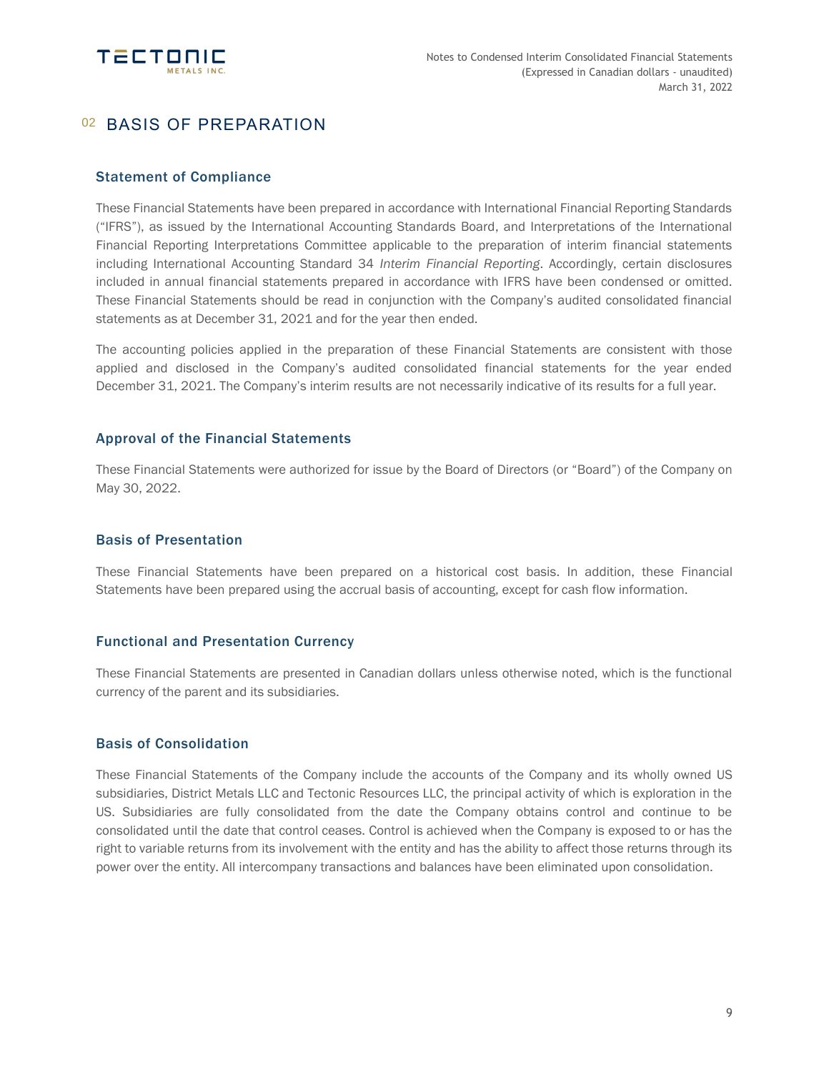# 02 BASIS OF PREPARATION

## Statement of Compliance

These Financial Statements have been prepared in accordance with International Financial Reporting Standards ("IFRS"), as issued by the International Accounting Standards Board, and Interpretations of the International Financial Reporting Interpretations Committee applicable to the preparation of interim financial statements including International Accounting Standard 34 *Interim Financial Reporting*. Accordingly, certain disclosures included in annual financial statements prepared in accordance with IFRS have been condensed or omitted. These Financial Statements should be read in conjunction with the Company's audited consolidated financial statements as at December 31, 2021 and for the year then ended.

The accounting policies applied in the preparation of these Financial Statements are consistent with those applied and disclosed in the Company's audited consolidated financial statements for the year ended December 31, 2021. The Company's interim results are not necessarily indicative of its results for a full year.

## Approval of the Financial Statements

These Financial Statements were authorized for issue by the Board of Directors (or "Board") of the Company on May 30, 2022.

## Basis of Presentation

These Financial Statements have been prepared on a historical cost basis. In addition, these Financial Statements have been prepared using the accrual basis of accounting, except for cash flow information.

## Functional and Presentation Currency

These Financial Statements are presented in Canadian dollars unless otherwise noted, which is the functional currency of the parent and its subsidiaries.

## Basis of Consolidation

These Financial Statements of the Company include the accounts of the Company and its wholly owned US subsidiaries, District Metals LLC and Tectonic Resources LLC, the principal activity of which is exploration in the US. Subsidiaries are fully consolidated from the date the Company obtains control and continue to be consolidated until the date that control ceases. Control is achieved when the Company is exposed to or has the right to variable returns from its involvement with the entity and has the ability to affect those returns through its power over the entity. All intercompany transactions and balances have been eliminated upon consolidation.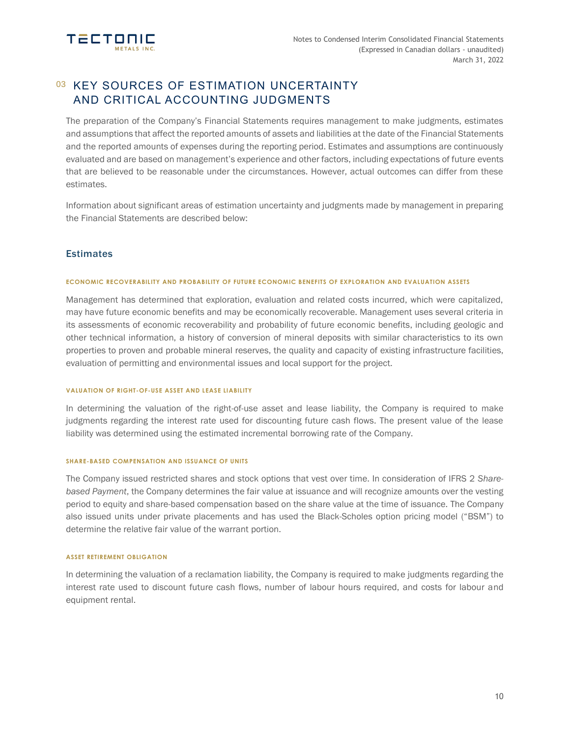# 03 KEY SOURCES OF ESTIMATION UNCERTAINTY AND CRITICAL ACCOUNTING JUDGMENTS

The preparation of the Company's Financial Statements requires management to make judgments, estimates and assumptions that affect the reported amounts of assets and liabilities at the date of the Financial Statements and the reported amounts of expenses during the reporting period. Estimates and assumptions are continuously evaluated and are based on management's experience and other factors, including expectations of future events that are believed to be reasonable under the circumstances. However, actual outcomes can differ from these estimates.

Information about significant areas of estimation uncertainty and judgments made by management in preparing the Financial Statements are described below:

## Estimates

#### ECONOMIC RECOVERABILITY AND PROBABILITY OF FUTURE ECONOMIC BENEFITS OF EXPLORATION AND EVALUATION ASSETS

Management has determined that exploration, evaluation and related costs incurred, which were capitalized, may have future economic benefits and may be economically recoverable. Management uses several criteria in its assessments of economic recoverability and probability of future economic benefits, including geologic and other technical information, a history of conversion of mineral deposits with similar characteristics to its own properties to proven and probable mineral reserves, the quality and capacity of existing infrastructure facilities, evaluation of permitting and environmental issues and local support for the project.

#### VALUATION OF RIGHT-OF-USE ASSET AND LEASE LIABILITY

In determining the valuation of the right-of-use asset and lease liability, the Company is required to make judgments regarding the interest rate used for discounting future cash flows. The present value of the lease liability was determined using the estimated incremental borrowing rate of the Company.

#### SHARE-BASED COMPENSATION AND ISSUANCE OF UNITS

The Company issued restricted shares and stock options that vest over time. In consideration of IFRS 2 *Share-based Payment*, the Company determines the fair value at issuance and will recognize amounts over the vesting period to equity and share-based compensation based on the share value at the time of issuance. The Company also issued units under private placements and has used the Black-Scholes option pricing model ("BSM") to determine the relative fair value of the warrant portion.

#### ASSET RETIREMENT OBLIGATION

In determining the valuation of a reclamation liability, the Company is required to make judgments regarding the interest rate used to discount future cash flows, number of labour hours required, and costs for labour and equipment rental.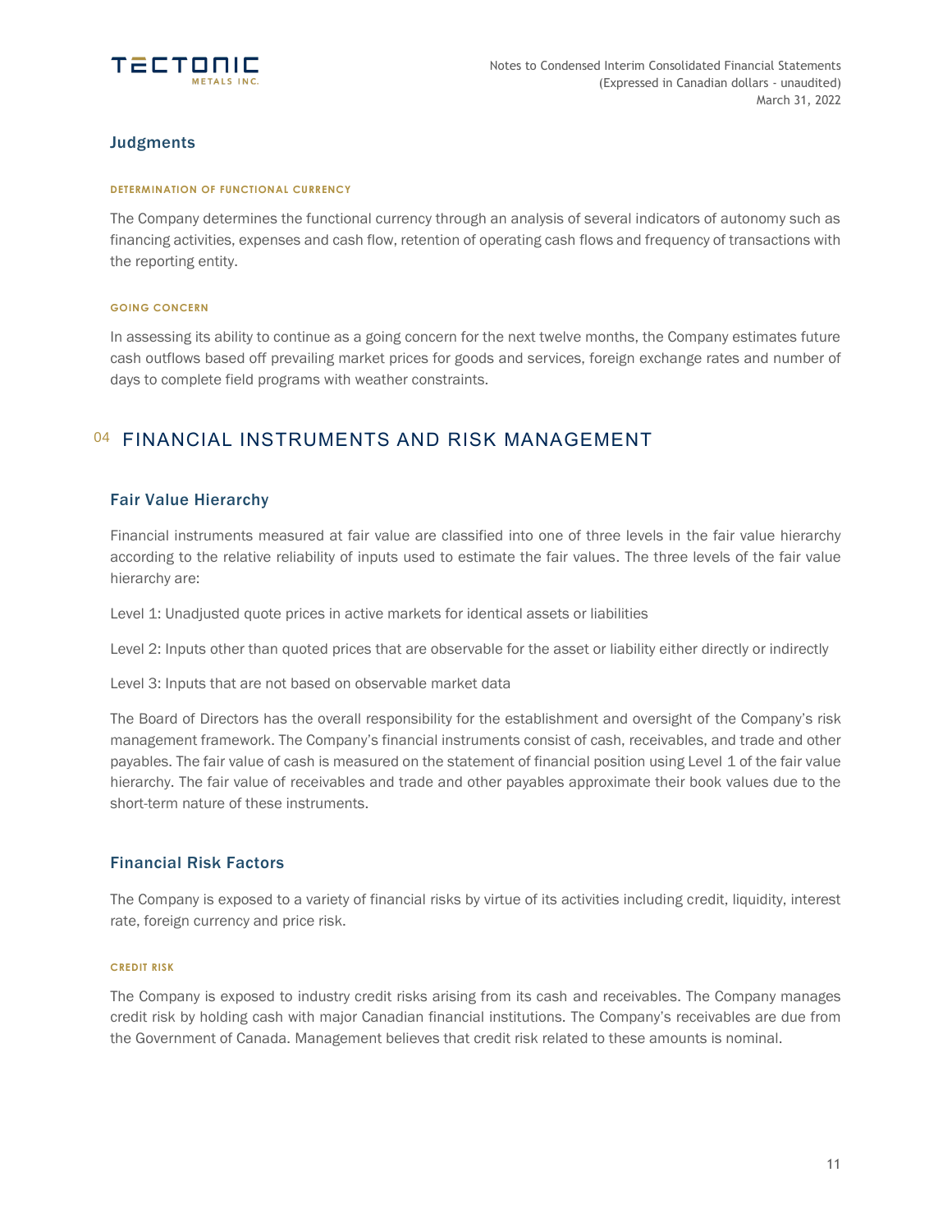## Judgments

#### DETERMINATION OF FUNCTIONAL CURRENCY

The Company determines the functional currency through an analysis of several indicators of autonomy such as financing activities, expenses and cash flow, retention of operating cash flows and frequency of transactions with the reporting entity.

#### GOING CONCERN

In assessing its ability to continue as a going concern for the next twelve months, the Company estimates future cash outflows based off prevailing market prices for goods and services, foreign exchange rates and number of days to complete field programs with weather constraints.

# 04 FINANCIAL INSTRUMENTS AND RISK MANAGEMENT

## Fair Value Hierarchy

Financial instruments measured at fair value are classified into one of three levels in the fair value hierarchy according to the relative reliability of inputs used to estimate the fair values. The three levels of the fair value hierarchy are:

Level 1: Unadjusted quote prices in active markets for identical assets or liabilities

Level 2: Inputs other than quoted prices that are observable for the asset or liability either directly or indirectly

Level 3: Inputs that are not based on observable market data

The Board of Directors has the overall responsibility for the establishment and oversight of the Company's risk management framework. The Company's financial instruments consist of cash, receivables, and trade and other payables. The fair value of cash is measured on the statement of financial position using Level 1 of the fair value hierarchy. The fair value of receivables and trade and other payables approximate their book values due to the short-term nature of these instruments.

## Financial Risk Factors

The Company is exposed to a variety of financial risks by virtue of its activities including credit, liquidity, interest rate, foreign currency and price risk.

#### CREDIT RISK

The Company is exposed to industry credit risks arising from its cash and receivables. The Company manages credit risk by holding cash with major Canadian financial institutions. The Company's receivables are due from the Government of Canada. Management believes that credit risk related to these amounts is nominal.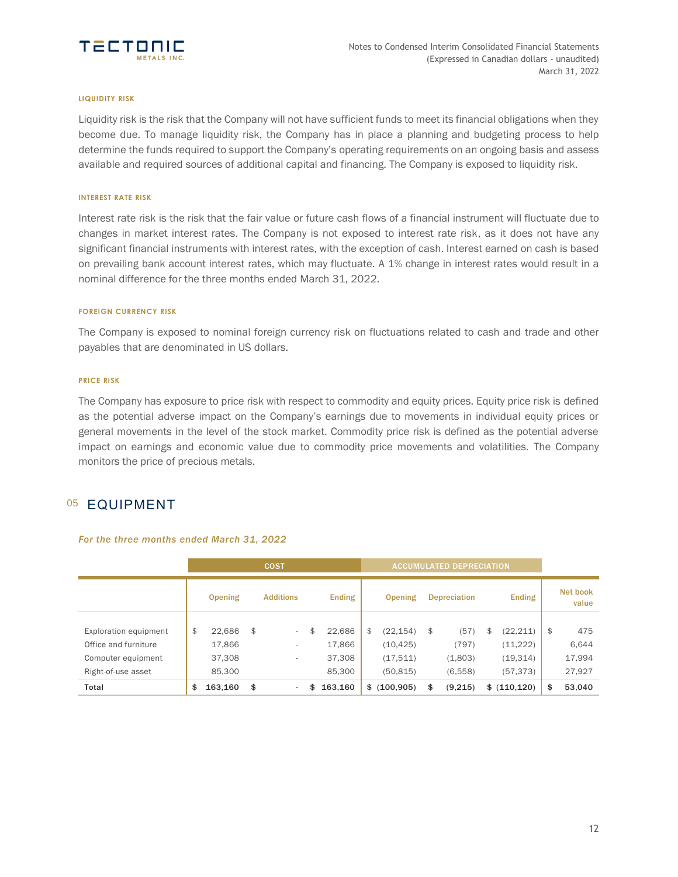#### LIQUIDITY RISK

Liquidity risk is the risk that the Company will not have sufficient funds to meet its financial obligations when they become due. To manage liquidity risk, the Company has in place a planning and budgeting process to help determine the funds required to support the Company's operating requirements on an ongoing basis and assess available and required sources of additional capital and financing. The Company is exposed to liquidity risk.

#### INTEREST RATE RISK

Interest rate risk is the risk that the fair value or future cash flows of a financial instrument will fluctuate due to changes in market interest rates. The Company is not exposed to interest rate risk, as it does not have any significant financial instruments with interest rates, with the exception of cash. Interest earned on cash is based on prevailing bank account interest rates, which may fluctuate. A 1% change in interest rates would result in a nominal difference for the three months ended March 31, 2022.

#### FOREIGN CURRENCY RISK

The Company is exposed to nominal foreign currency risk on fluctuations related to cash and trade and other payables that are denominated in US dollars.

#### PRICE RISK

The Company has exposure to price risk with respect to commodity and equity prices. Equity price risk is defined as the potential adverse impact on the Company's earnings due to movements in individual equity prices or general movements in the level of the stock market. Commodity price risk is defined as the potential adverse impact on earnings and economic value due to commodity price movements and volatilities. The Company monitors the price of precious metals.

## 05 EQUIPMENT

*For the three months ended March 31, 2022*

| | COST | | | ACCUMULATED DEPRECIATION | | | |
|---|---|---|---|---|---|---|---|
| | Opening | Additions | Ending | Opening | Depreciation | Ending | Net book value |
| Exploration equipment | $ 22,686 | $ - | $ 22,686 | $ (22,154) | $ (57) | $ (22,211) | $ 475 |
| Office and furniture | 17,866 | - | 17,866 | (10,425) | (797) | (11,222) | 6,644 |
| Computer equipment | 37,308 | - | 37,308 | (17,511) | (1,803) | (19,314) | 17,994 |
| Right-of-use asset | 85,300 | | 85,300 | (50,815) | (6,558) | (57,373) | 27,927 |
| **Total** | **$ 163,160** | **$ -** | **$ 163,160** | **$ (100,905)** | **$ (9,215)** | **$ (110,120)** | **$ 53,040** |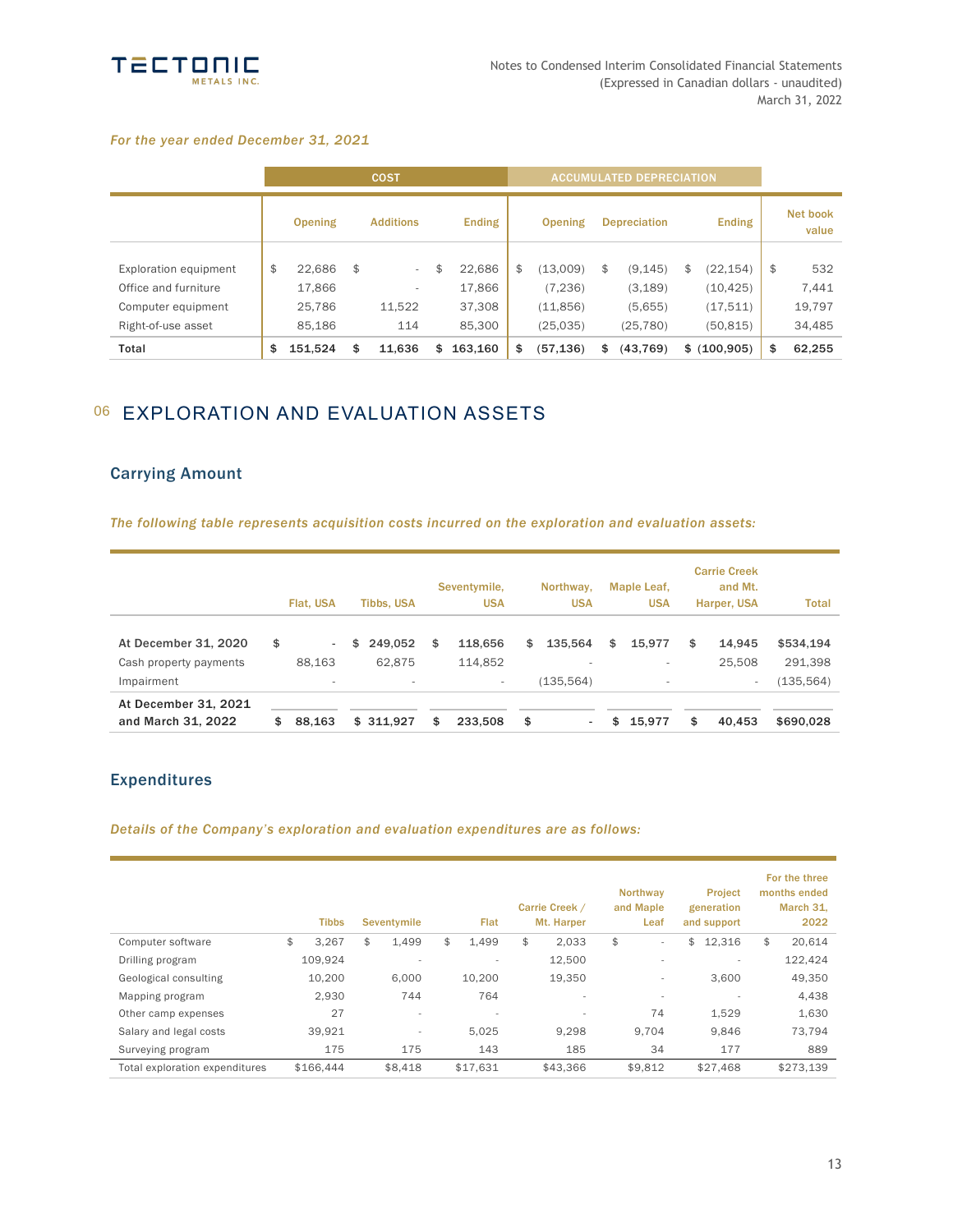*For the year ended December 31, 2021*

| | COST | | | ACCUMULATED DEPRECIATION | | | |
|---|---|---|---|---|---|---|---|
| | Opening | Additions | Ending | Opening | Depreciation | Ending | Net book value |
| Exploration equipment | $ 22,686 | $ - | $ 22,686 | $ (13,009) | $ (9,145) | $ (22,154) | $ 532 |
| Office and furniture | 17,866 | - | 17,866 | (7,236) | (3,189) | (10,425) | 7,441 |
| Computer equipment | 25,786 | 11,522 | 37,308 | (11,856) | (5,655) | (17,511) | 19,797 |
| Right-of-use asset | 85,186 | 114 | 85,300 | (25,035) | (25,780) | (50,815) | 34,485 |
| **Total** | **$ 151,524** | **$ 11,636** | **$ 163,160** | **$ (57,136)** | **$ (43,769)** | **$ (100,905)** | **$ 62,255** |

# 06 EXPLORATION AND EVALUATION ASSETS

## Carrying Amount

*The following table represents acquisition costs incurred on the exploration and evaluation assets:*

| | Flat, USA | Tibbs, USA | Seventymile, USA | Northway, USA | Maple Leaf, USA | Carrie Creek and Mt. Harper, USA | Total |
|---|---|---|---|---|---|---|---|
| **At December 31, 2020** | **$ -** | **$ 249,052** | **$ 118,656** | **$ 135,564** | **$ 15,977** | **$ 14,945** | **$534,194** |
| Cash property payments | 88,163 | 62,875 | 114,852 | - | - | 25,508 | 291,398 |
| Impairment | - | - | - | (135,564) | - | - | (135,564) |
| **At December 31, 2021 and March 31, 2022** | **$ 88,163** | **$ 311,927** | **$ 233,508** | **$ -** | **$ 15,977** | **$ 40,453** | **$690,028** |

## Expenditures

*Details of the Company's exploration and evaluation expenditures are as follows:*

| | Tibbs | Seventymile | Flat | Carrie Creek / Mt. Harper | Northway and Maple Leaf | Project generation and support | For the three months ended March 31, 2022 |
|---|---|---|---|---|---|---|---|
| Computer software | $ 3,267 | $ 1,499 | $ 1,499 | $ 2,033 | $ - | $ 12,316 | $ 20,614 |
| Drilling program | 109,924 | - | - | 12,500 | - | - | 122,424 |
| Geological consulting | 10,200 | 6,000 | 10,200 | 19,350 | - | 3,600 | 49,350 |
| Mapping program | 2,930 | 744 | 764 | - | - | - | 4,438 |
| Other camp expenses | 27 | - | - | - | 74 | 1,529 | 1,630 |
| Salary and legal costs | 39,921 | - | 5,025 | 9,298 | 9,704 | 9,846 | 73,794 |
| Surveying program | 175 | 175 | 143 | 185 | 34 | 177 | 889 |
| Total exploration expenditures | $166,444 | $8,418 | $17,631 | $43,366 | $9,812 | $27,468 | $273,139 |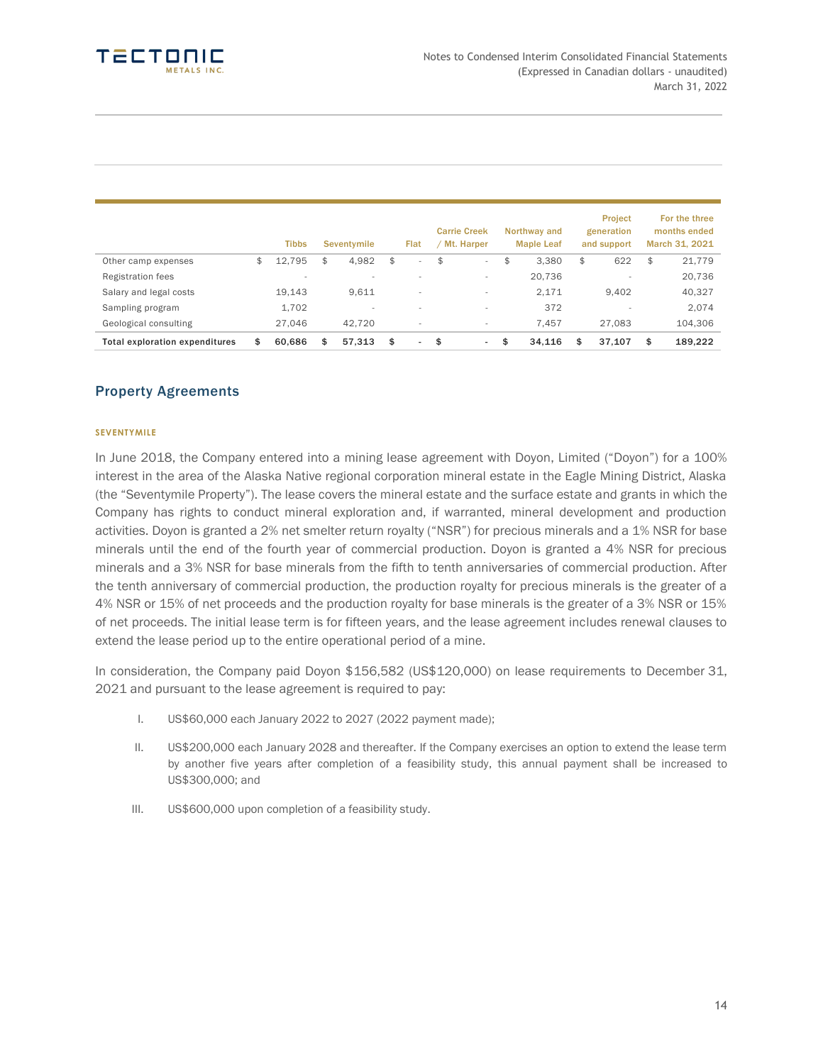| | Tibbs | Seventymile | Flat | Carrie Creek / Mt. Harper | Northway and Maple Leaf | Project generation and support | For the three months ended March 31, 2021 |
|---|---|---|---|---|---|---|---|
| Other camp expenses | $ 12,795 | $ 4,982 | $ - | $ - | $ 3,380 | $ 622 | $ 21,779 |
| Registration fees | - | - | - | - | 20,736 | - | 20,736 |
| Salary and legal costs | 19,143 | 9,611 | - | - | 2,171 | 9,402 | 40,327 |
| Sampling program | 1,702 | - | - | - | 372 | - | 2,074 |
| Geological consulting | 27,046 | 42,720 | - | - | 7,457 | 27,083 | 104,306 |
| **Total exploration expenditures** | **$ 60,686** | **$ 57,313** | **$ -** | **$ -** | **$ 34,116** | **$ 37,107** | **$ 189,222** |

## Property Agreements

### SEVENTYMILE

In June 2018, the Company entered into a mining lease agreement with Doyon, Limited ("Doyon") for a 100% interest in the area of the Alaska Native regional corporation mineral estate in the Eagle Mining District, Alaska (the "Seventymile Property"). The lease covers the mineral estate and the surface estate and grants in which the Company has rights to conduct mineral exploration and, if warranted, mineral development and production activities. Doyon is granted a 2% net smelter return royalty ("NSR") for precious minerals and a 1% NSR for base minerals until the end of the fourth year of commercial production. Doyon is granted a 4% NSR for precious minerals and a 3% NSR for base minerals from the fifth to tenth anniversaries of commercial production. After the tenth anniversary of commercial production, the production royalty for precious minerals is the greater of a 4% NSR or 15% of net proceeds and the production royalty for base minerals is the greater of a 3% NSR or 15% of net proceeds. The initial lease term is for fifteen years, and the lease agreement includes renewal clauses to extend the lease period up to the entire operational period of a mine.

In consideration, the Company paid Doyon $156,582 (US$120,000) on lease requirements to December 31, 2021 and pursuant to the lease agreement is required to pay:

I. US$60,000 each January 2022 to 2027 (2022 payment made);

II. US$200,000 each January 2028 and thereafter. If the Company exercises an option to extend the lease term by another five years after completion of a feasibility study, this annual payment shall be increased to US$300,000; and

III. US$600,000 upon completion of a feasibility study.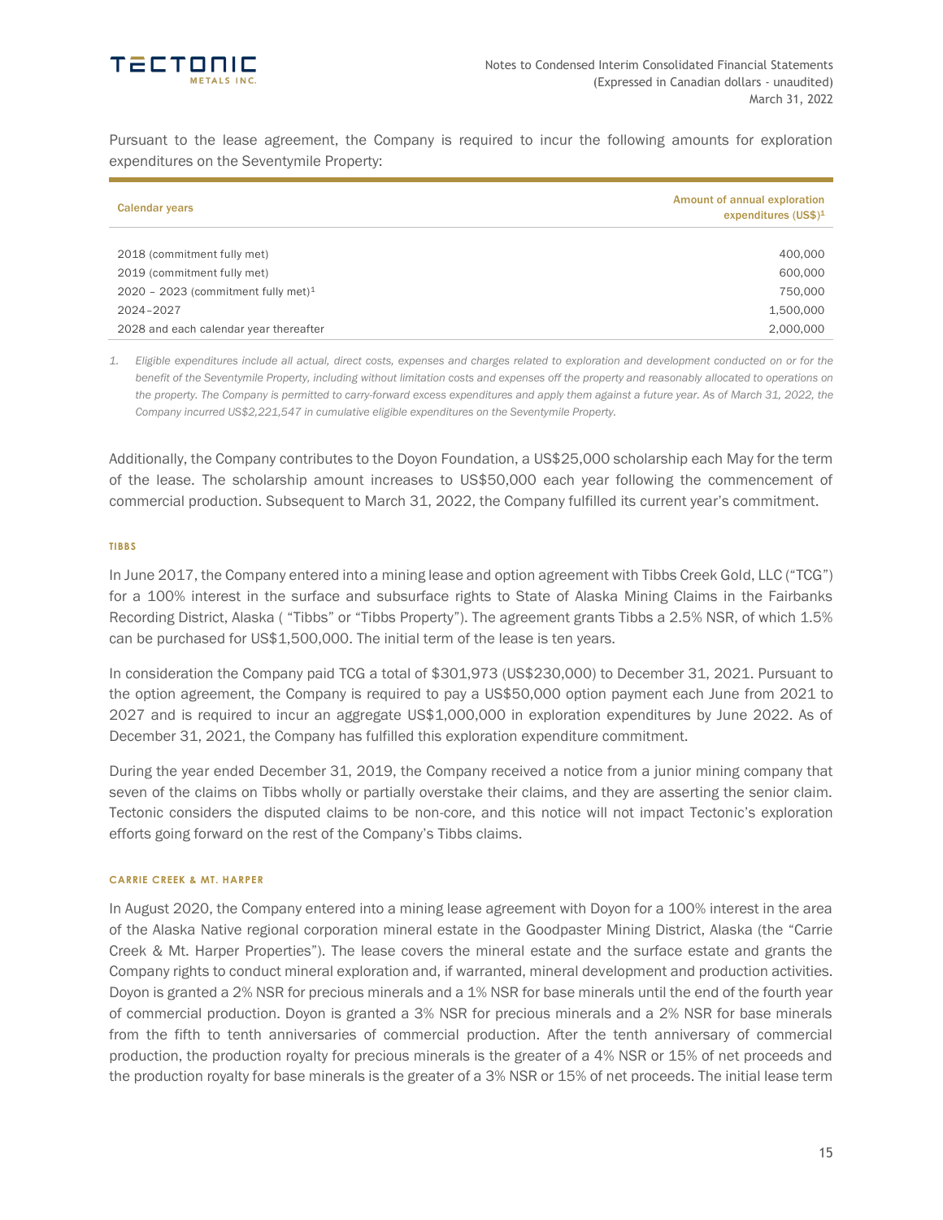Pursuant to the lease agreement, the Company is required to incur the following amounts for exploration expenditures on the Seventymile Property:

| Calendar years | Amount of annual exploration expenditures (US$)[1] |
| --- | --- |
| 2018 (commitment fully met) | 400,000 |
| 2019 (commitment fully met) | 600,000 |
| 2020 – 2023 (commitment fully met)[1] | 750,000 |
| 2024–2027 | 1,500,000 |
| 2028 and each calendar year thereafter | 2,000,000 |

*1. Eligible expenditures include all actual, direct costs, expenses and charges related to exploration and development conducted on or for the benefit of the Seventymile Property, including without limitation costs and expenses off the property and reasonably allocated to operations on the property. The Company is permitted to carry-forward excess expenditures and apply them against a future year. As of March 31, 2022, the Company incurred US$2,221,547 in cumulative eligible expenditures on the Seventymile Property.*

Additionally, the Company contributes to the Doyon Foundation, a US$25,000 scholarship each May for the term of the lease. The scholarship amount increases to US$50,000 each year following the commencement of commercial production. Subsequent to March 31, 2022, the Company fulfilled its current year's commitment.

#### TIBBS

In June 2017, the Company entered into a mining lease and option agreement with Tibbs Creek Gold, LLC ("TCG") for a 100% interest in the surface and subsurface rights to State of Alaska Mining Claims in the Fairbanks Recording District, Alaska ( "Tibbs" or "Tibbs Property"). The agreement grants Tibbs a 2.5% NSR, of which 1.5% can be purchased for US$1,500,000. The initial term of the lease is ten years.

In consideration the Company paid TCG a total of $301,973 (US$230,000) to December 31, 2021. Pursuant to the option agreement, the Company is required to pay a US$50,000 option payment each June from 2021 to 2027 and is required to incur an aggregate US$1,000,000 in exploration expenditures by June 2022. As of December 31, 2021, the Company has fulfilled this exploration expenditure commitment.

During the year ended December 31, 2019, the Company received a notice from a junior mining company that seven of the claims on Tibbs wholly or partially overstake their claims, and they are asserting the senior claim. Tectonic considers the disputed claims to be non-core, and this notice will not impact Tectonic's exploration efforts going forward on the rest of the Company's Tibbs claims.

#### CARRIE CREEK & MT. HARPER

In August 2020, the Company entered into a mining lease agreement with Doyon for a 100% interest in the area of the Alaska Native regional corporation mineral estate in the Goodpaster Mining District, Alaska (the "Carrie Creek & Mt. Harper Properties"). The lease covers the mineral estate and the surface estate and grants the Company rights to conduct mineral exploration and, if warranted, mineral development and production activities. Doyon is granted a 2% NSR for precious minerals and a 1% NSR for base minerals until the end of the fourth year of commercial production. Doyon is granted a 3% NSR for precious minerals and a 2% NSR for base minerals from the fifth to tenth anniversaries of commercial production. After the tenth anniversary of commercial production, the production royalty for precious minerals is the greater of a 4% NSR or 15% of net proceeds and the production royalty for base minerals is the greater of a 3% NSR or 15% of net proceeds. The initial lease term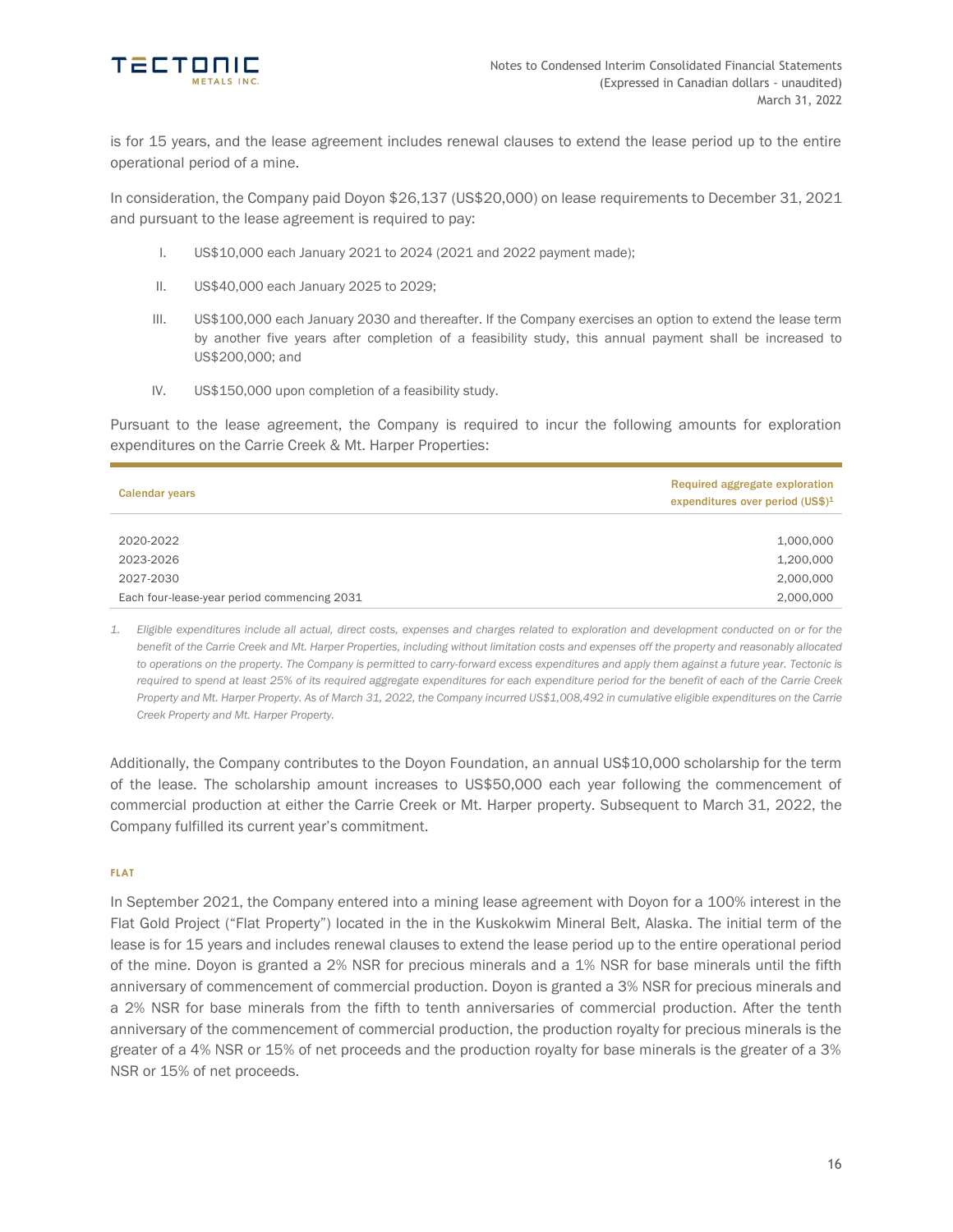is for 15 years, and the lease agreement includes renewal clauses to extend the lease period up to the entire operational period of a mine.

In consideration, the Company paid Doyon $26,137 (US$20,000) on lease requirements to December 31, 2021 and pursuant to the lease agreement is required to pay:

I. US$10,000 each January 2021 to 2024 (2021 and 2022 payment made);

II. US$40,000 each January 2025 to 2029;

III. US$100,000 each January 2030 and thereafter. If the Company exercises an option to extend the lease term by another five years after completion of a feasibility study, this annual payment shall be increased to US$200,000; and

IV. US$150,000 upon completion of a feasibility study.

Pursuant to the lease agreement, the Company is required to incur the following amounts for exploration expenditures on the Carrie Creek & Mt. Harper Properties:

| Calendar years | Required aggregate exploration expenditures over period (US$)[1] |
|---|---|
| 2020-2022 | 1,000,000 |
| 2023-2026 | 1,200,000 |
| 2027-2030 | 2,000,000 |
| Each four-lease-year period commencing 2031 | 2,000,000 |

*1. Eligible expenditures include all actual, direct costs, expenses and charges related to exploration and development conducted on or for the benefit of the Carrie Creek and Mt. Harper Properties, including without limitation costs and expenses off the property and reasonably allocated to operations on the property. The Company is permitted to carry-forward excess expenditures and apply them against a future year. Tectonic is required to spend at least 25% of its required aggregate expenditures for each expenditure period for the benefit of each of the Carrie Creek Property and Mt. Harper Property. As of March 31, 2022, the Company incurred US$1,008,492 in cumulative eligible expenditures on the Carrie Creek Property and Mt. Harper Property.*

Additionally, the Company contributes to the Doyon Foundation, an annual US$10,000 scholarship for the term of the lease. The scholarship amount increases to US$50,000 each year following the commencement of commercial production at either the Carrie Creek or Mt. Harper property. Subsequent to March 31, 2022, the Company fulfilled its current year's commitment.

#### FLAT

In September 2021, the Company entered into a mining lease agreement with Doyon for a 100% interest in the Flat Gold Project ("Flat Property") located in the in the Kuskokwim Mineral Belt, Alaska. The initial term of the lease is for 15 years and includes renewal clauses to extend the lease period up to the entire operational period of the mine. Doyon is granted a 2% NSR for precious minerals and a 1% NSR for base minerals until the fifth anniversary of commencement of commercial production. Doyon is granted a 3% NSR for precious minerals and a 2% NSR for base minerals from the fifth to tenth anniversaries of commercial production. After the tenth anniversary of the commencement of commercial production, the production royalty for precious minerals is the greater of a 4% NSR or 15% of net proceeds and the production royalty for base minerals is the greater of a 3% NSR or 15% of net proceeds.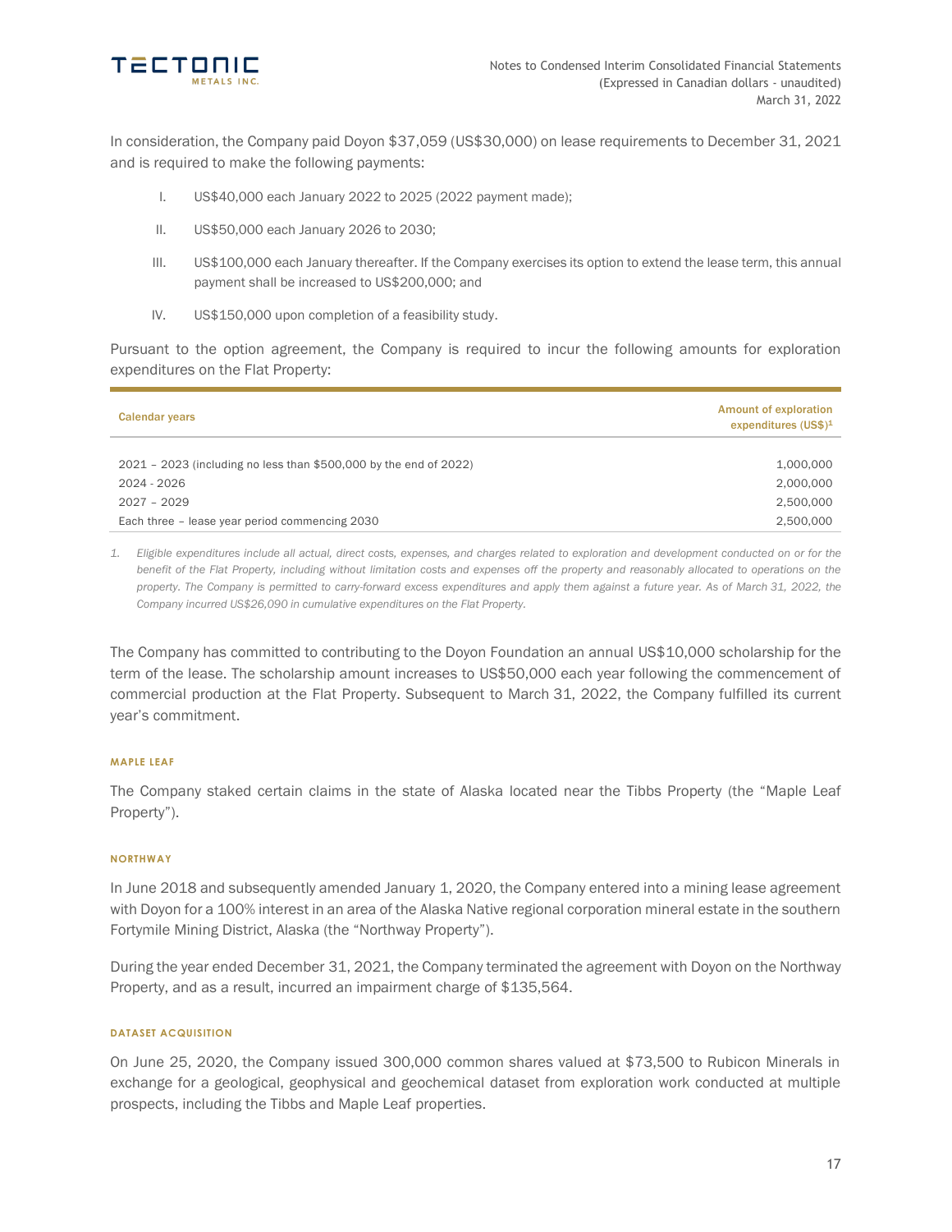In consideration, the Company paid Doyon $37,059 (US$30,000) on lease requirements to December 31, 2021 and is required to make the following payments:

I. US$40,000 each January 2022 to 2025 (2022 payment made);

II. US$50,000 each January 2026 to 2030;

III. US$100,000 each January thereafter. If the Company exercises its option to extend the lease term, this annual payment shall be increased to US$200,000; and

IV. US$150,000 upon completion of a feasibility study.

Pursuant to the option agreement, the Company is required to incur the following amounts for exploration expenditures on the Flat Property:

| Calendar years | Amount of exploration expenditures (US$)[1] |
| --- | --- |
| 2021 – 2023 (including no less than $500,000 by the end of 2022) | 1,000,000 |
| 2024 - 2026 | 2,000,000 |
| 2027 – 2029 | 2,500,000 |
| Each three – lease year period commencing 2030 | 2,500,000 |

*1. Eligible expenditures include all actual, direct costs, expenses, and charges related to exploration and development conducted on or for the benefit of the Flat Property, including without limitation costs and expenses off the property and reasonably allocated to operations on the property. The Company is permitted to carry-forward excess expenditures and apply them against a future year. As of March 31, 2022, the Company incurred US$26,090 in cumulative expenditures on the Flat Property.*

The Company has committed to contributing to the Doyon Foundation an annual US$10,000 scholarship for the term of the lease. The scholarship amount increases to US$50,000 each year following the commencement of commercial production at the Flat Property. Subsequent to March 31, 2022, the Company fulfilled its current year's commitment.

#### MAPLE LEAF

The Company staked certain claims in the state of Alaska located near the Tibbs Property (the "Maple Leaf Property").

#### NORTHWAY

In June 2018 and subsequently amended January 1, 2020, the Company entered into a mining lease agreement with Doyon for a 100% interest in an area of the Alaska Native regional corporation mineral estate in the southern Fortymile Mining District, Alaska (the "Northway Property").

During the year ended December 31, 2021, the Company terminated the agreement with Doyon on the Northway Property, and as a result, incurred an impairment charge of $135,564.

#### DATASET ACQUISITION

On June 25, 2020, the Company issued 300,000 common shares valued at $73,500 to Rubicon Minerals in exchange for a geological, geophysical and geochemical dataset from exploration work conducted at multiple prospects, including the Tibbs and Maple Leaf properties.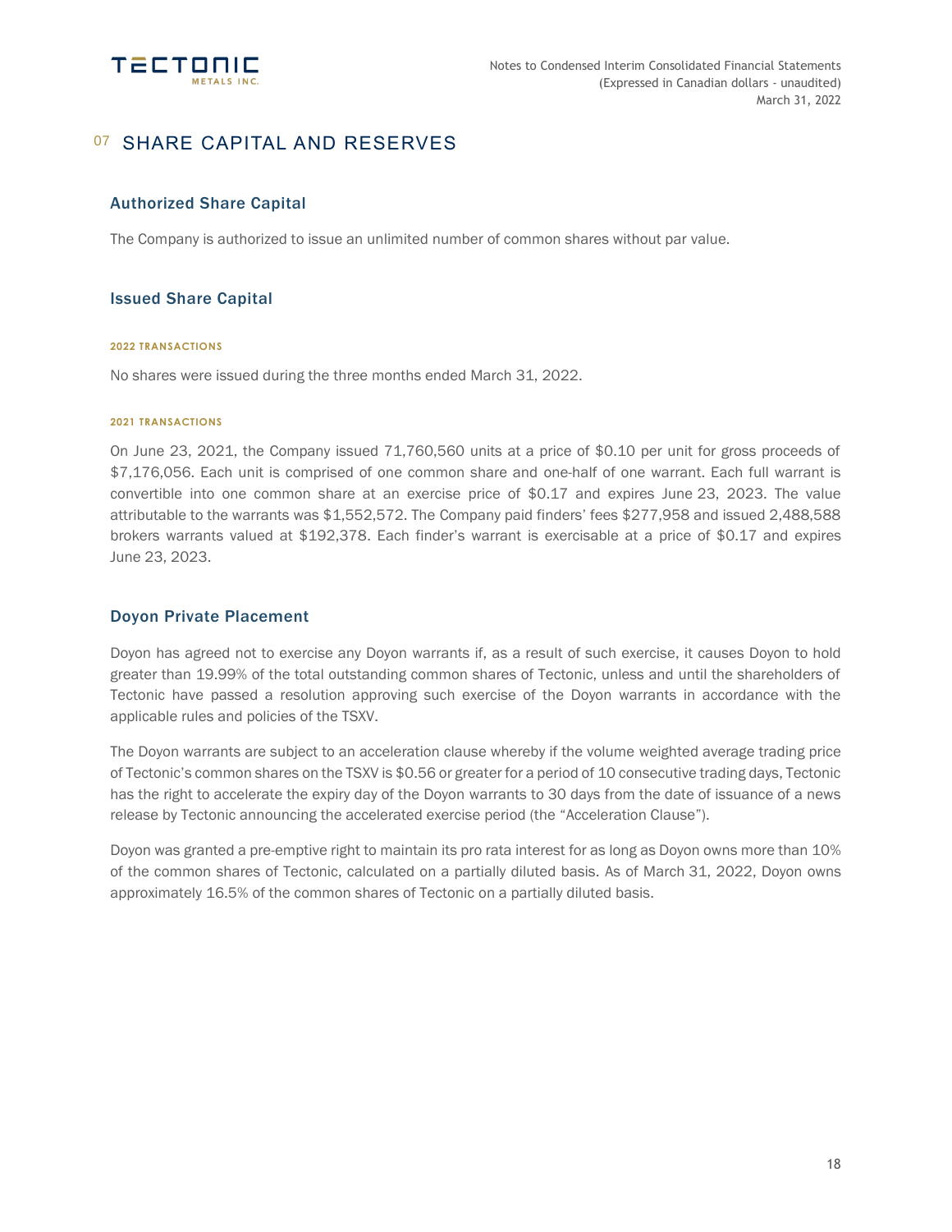# 07 SHARE CAPITAL AND RESERVES

## Authorized Share Capital

The Company is authorized to issue an unlimited number of common shares without par value.

## Issued Share Capital

#### 2022 TRANSACTIONS

No shares were issued during the three months ended March 31, 2022.

#### 2021 TRANSACTIONS

On June 23, 2021, the Company issued 71,760,560 units at a price of $0.10 per unit for gross proceeds of $7,176,056. Each unit is comprised of one common share and one-half of one warrant. Each full warrant is convertible into one common share at an exercise price of $0.17 and expires June 23, 2023. The value attributable to the warrants was $1,552,572. The Company paid finders' fees $277,958 and issued 2,488,588 brokers warrants valued at $192,378. Each finder's warrant is exercisable at a price of $0.17 and expires June 23, 2023.

## Doyon Private Placement

Doyon has agreed not to exercise any Doyon warrants if, as a result of such exercise, it causes Doyon to hold greater than 19.99% of the total outstanding common shares of Tectonic, unless and until the shareholders of Tectonic have passed a resolution approving such exercise of the Doyon warrants in accordance with the applicable rules and policies of the TSXV.

The Doyon warrants are subject to an acceleration clause whereby if the volume weighted average trading price of Tectonic's common shares on the TSXV is $0.56 or greater for a period of 10 consecutive trading days, Tectonic has the right to accelerate the expiry day of the Doyon warrants to 30 days from the date of issuance of a news release by Tectonic announcing the accelerated exercise period (the "Acceleration Clause").

Doyon was granted a pre-emptive right to maintain its pro rata interest for as long as Doyon owns more than 10% of the common shares of Tectonic, calculated on a partially diluted basis. As of March 31, 2022, Doyon owns approximately 16.5% of the common shares of Tectonic on a partially diluted basis.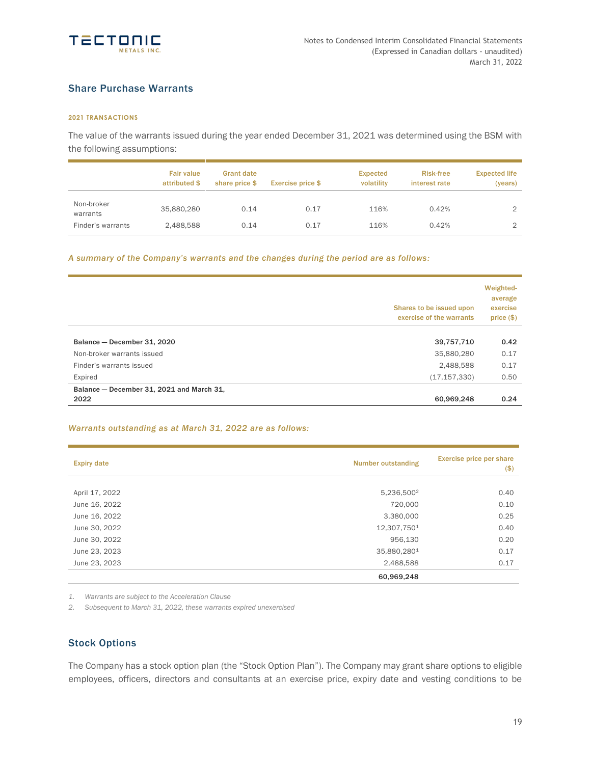## Share Purchase Warrants

#### 2021 TRANSACTIONS

The value of the warrants issued during the year ended December 31, 2021 was determined using the BSM with the following assumptions:

| | Fair value attributed $ | Grant date share price $ | Exercise price $ | Expected volatility | Risk-free interest rate | Expected life (years) |
|---|---|---|---|---|---|---|
| Non-broker warrants | 35,880,280 | 0.14 | 0.17 | 116% | 0.42% | 2 |
| Finder's warrants | 2,488,588 | 0.14 | 0.17 | 116% | 0.42% | 2 |

*A summary of the Company's warrants and the changes during the period are as follows:*

| | Shares to be issued upon exercise of the warrants | Weighted-average exercise price ($) |
|---|---|---|
| **Balance — December 31, 2020** | **39,757,710** | **0.42** |
| Non-broker warrants issued | 35,880,280 | 0.17 |
| Finder's warrants issued | 2,488,588 | 0.17 |
| Expired | (17,157,330) | 0.50 |
| **Balance — December 31, 2021 and March 31, 2022** | **60,969,248** | **0.24** |

*Warrants outstanding as at March 31, 2022 are as follows:*

| Expiry date | Number outstanding | Exercise price per share ($) |
|---|---|---|
| April 17, 2022 | 5,236,500[2] | 0.40 |
| June 16, 2022 | 720,000 | 0.10 |
| June 16, 2022 | 3,380,000 | 0.25 |
| June 30, 2022 | 12,307,750[1] | 0.40 |
| June 30, 2022 | 956,130 | 0.20 |
| June 23, 2023 | 35,880,280[1] | 0.17 |
| June 23, 2023 | 2,488,588 | 0.17 |
| | **60,969,248** | |

1. *Warrants are subject to the Acceleration Clause*
2. *Subsequent to March 31, 2022, these warrants expired unexercised*

## Stock Options

The Company has a stock option plan (the "Stock Option Plan"). The Company may grant share options to eligible employees, officers, directors and consultants at an exercise price, expiry date and vesting conditions to be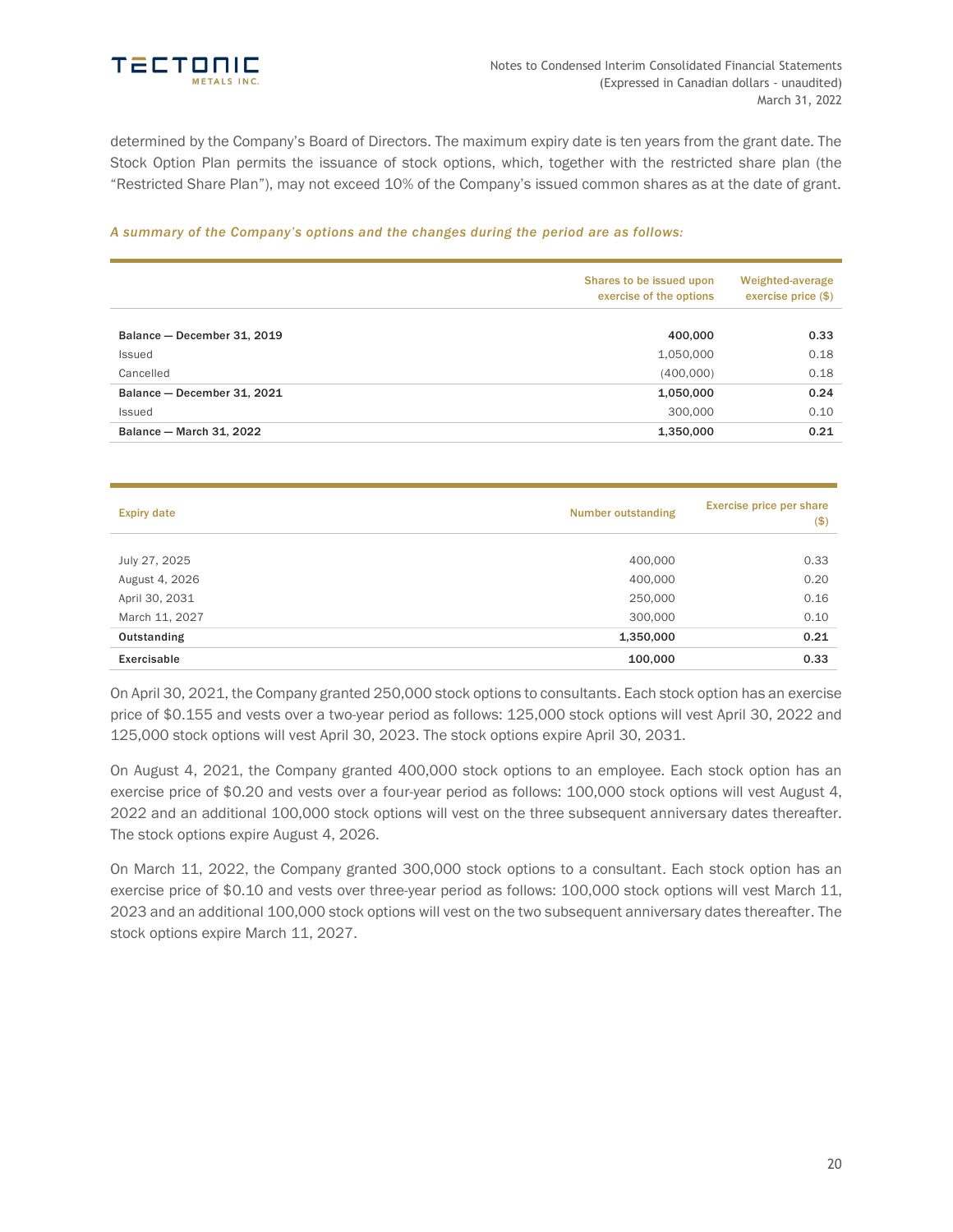determined by the Company's Board of Directors. The maximum expiry date is ten years from the grant date. The Stock Option Plan permits the issuance of stock options, which, together with the restricted share plan (the "Restricted Share Plan"), may not exceed 10% of the Company's issued common shares as at the date of grant.

*A summary of the Company's options and the changes during the period are as follows:*

| | Shares to be issued upon exercise of the options | Weighted-average exercise price ($) |
|---|---|---|
| **Balance — December 31, 2019** | **400,000** | **0.33** |
| Issued | 1,050,000 | 0.18 |
| Cancelled | (400,000) | 0.18 |
| **Balance — December 31, 2021** | **1,050,000** | **0.24** |
| Issued | 300,000 | 0.10 |
| **Balance — March 31, 2022** | **1,350,000** | **0.21** |

| Expiry date | Number outstanding | Exercise price per share ($) |
|---|---|---|
| July 27, 2025 | 400,000 | 0.33 |
| August 4, 2026 | 400,000 | 0.20 |
| April 30, 2031 | 250,000 | 0.16 |
| March 11, 2027 | 300,000 | 0.10 |
| **Outstanding** | **1,350,000** | **0.21** |
| **Exercisable** | **100,000** | **0.33** |

On April 30, 2021, the Company granted 250,000 stock options to consultants. Each stock option has an exercise price of $0.155 and vests over a two-year period as follows: 125,000 stock options will vest April 30, 2022 and 125,000 stock options will vest April 30, 2023. The stock options expire April 30, 2031.

On August 4, 2021, the Company granted 400,000 stock options to an employee. Each stock option has an exercise price of $0.20 and vests over a four-year period as follows: 100,000 stock options will vest August 4, 2022 and an additional 100,000 stock options will vest on the three subsequent anniversary dates thereafter. The stock options expire August 4, 2026.

On March 11, 2022, the Company granted 300,000 stock options to a consultant. Each stock option has an exercise price of $0.10 and vests over three-year period as follows: 100,000 stock options will vest March 11, 2023 and an additional 100,000 stock options will vest on the two subsequent anniversary dates thereafter. The stock options expire March 11, 2027.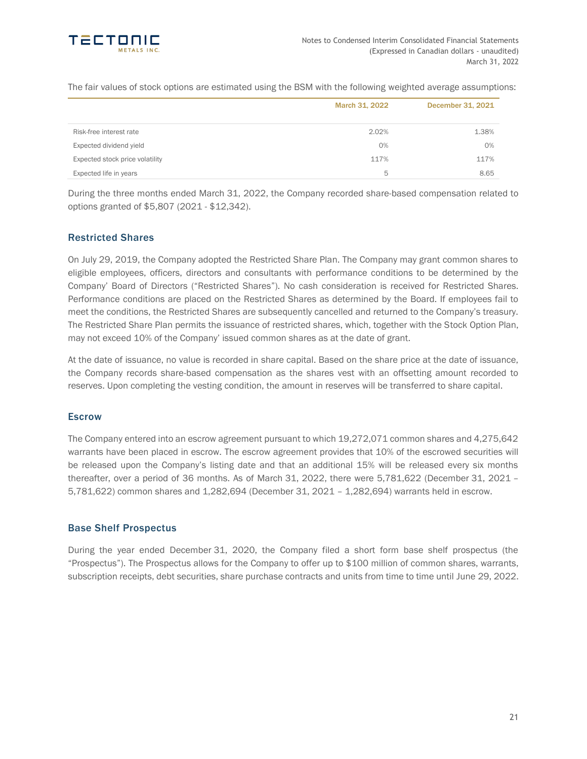The fair values of stock options are estimated using the BSM with the following weighted average assumptions:

| | March 31, 2022 | December 31, 2021 |
|---|---|---|
| Risk-free interest rate | 2.02% | 1.38% |
| Expected dividend yield | 0% | 0% |
| Expected stock price volatility | 117% | 117% |
| Expected life in years | 5 | 8.65 |

During the three months ended March 31, 2022, the Company recorded share-based compensation related to options granted of $5,807 (2021 - $12,342).

## Restricted Shares

On July 29, 2019, the Company adopted the Restricted Share Plan. The Company may grant common shares to eligible employees, officers, directors and consultants with performance conditions to be determined by the Company' Board of Directors ("Restricted Shares"). No cash consideration is received for Restricted Shares. Performance conditions are placed on the Restricted Shares as determined by the Board. If employees fail to meet the conditions, the Restricted Shares are subsequently cancelled and returned to the Company's treasury. The Restricted Share Plan permits the issuance of restricted shares, which, together with the Stock Option Plan, may not exceed 10% of the Company' issued common shares as at the date of grant.

At the date of issuance, no value is recorded in share capital. Based on the share price at the date of issuance, the Company records share-based compensation as the shares vest with an offsetting amount recorded to reserves. Upon completing the vesting condition, the amount in reserves will be transferred to share capital.

## Escrow

The Company entered into an escrow agreement pursuant to which 19,272,071 common shares and 4,275,642 warrants have been placed in escrow. The escrow agreement provides that 10% of the escrowed securities will be released upon the Company's listing date and that an additional 15% will be released every six months thereafter, over a period of 36 months. As of March 31, 2022, there were 5,781,622 (December 31, 2021 – 5,781,622) common shares and 1,282,694 (December 31, 2021 – 1,282,694) warrants held in escrow.

## Base Shelf Prospectus

During the year ended December 31, 2020, the Company filed a short form base shelf prospectus (the "Prospectus"). The Prospectus allows for the Company to offer up to $100 million of common shares, warrants, subscription receipts, debt securities, share purchase contracts and units from time to time until June 29, 2022.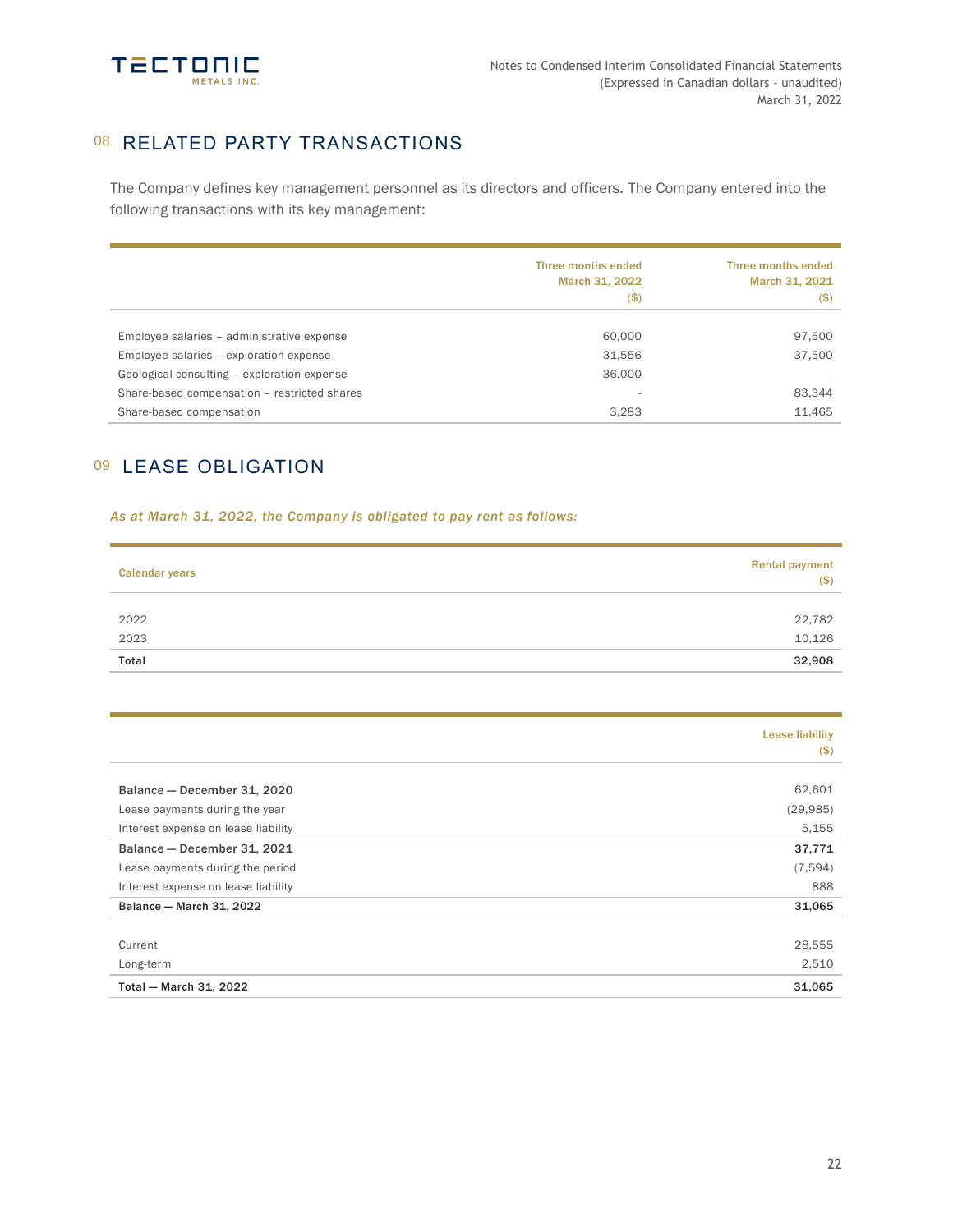## 08 RELATED PARTY TRANSACTIONS

The Company defines key management personnel as its directors and officers. The Company entered into the following transactions with its key management:

| | Three months ended March 31, 2022 ($) | Three months ended March 31, 2021 ($) |
|---|---|---|
| Employee salaries – administrative expense | 60,000 | 97,500 |
| Employee salaries – exploration expense | 31,556 | 37,500 |
| Geological consulting – exploration expense | 36,000 | - |
| Share-based compensation – restricted shares | - | 83,344 |
| Share-based compensation | 3,283 | 11,465 |

## 09 LEASE OBLIGATION

*As at March 31, 2022, the Company is obligated to pay rent as follows:*

| Calendar years | Rental payment ($) |
|---|---|
| 2022 | 22,782 |
| 2023 | 10,126 |
| **Total** | **32,908** |

| | Lease liability ($) |
|---|---|
| **Balance — December 31, 2020** | 62,601 |
| Lease payments during the year | (29,985) |
| Interest expense on lease liability | 5,155 |
| **Balance — December 31, 2021** | **37,771** |
| Lease payments during the period | (7,594) |
| Interest expense on lease liability | 888 |
| **Balance — March 31, 2022** | **31,065** |
| Current | 28,555 |
| Long-term | 2,510 |
| **Total — March 31, 2022** | **31,065** |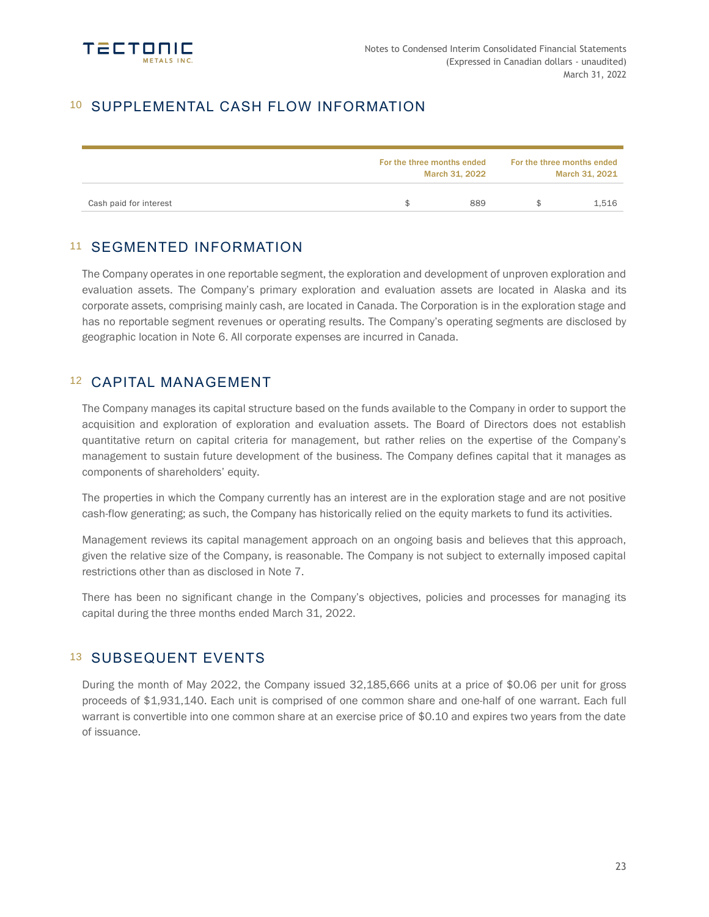## 10 SUPPLEMENTAL CASH FLOW INFORMATION

| | For the three months ended March 31, 2022 | For the three months ended March 31, 2021 |
|---|---|---|
| Cash paid for interest | $ 889 | $ 1,516 |

## 11 SEGMENTED INFORMATION

The Company operates in one reportable segment, the exploration and development of unproven exploration and evaluation assets. The Company's primary exploration and evaluation assets are located in Alaska and its corporate assets, comprising mainly cash, are located in Canada. The Corporation is in the exploration stage and has no reportable segment revenues or operating results. The Company's operating segments are disclosed by geographic location in Note 6. All corporate expenses are incurred in Canada.

## 12 CAPITAL MANAGEMENT

The Company manages its capital structure based on the funds available to the Company in order to support the acquisition and exploration of exploration and evaluation assets. The Board of Directors does not establish quantitative return on capital criteria for management, but rather relies on the expertise of the Company's management to sustain future development of the business. The Company defines capital that it manages as components of shareholders' equity.

The properties in which the Company currently has an interest are in the exploration stage and are not positive cash-flow generating; as such, the Company has historically relied on the equity markets to fund its activities.

Management reviews its capital management approach on an ongoing basis and believes that this approach, given the relative size of the Company, is reasonable. The Company is not subject to externally imposed capital restrictions other than as disclosed in Note 7.

There has been no significant change in the Company's objectives, policies and processes for managing its capital during the three months ended March 31, 2022.

## 13 SUBSEQUENT EVENTS

During the month of May 2022, the Company issued 32,185,666 units at a price of $0.06 per unit for gross proceeds of $1,931,140. Each unit is comprised of one common share and one-half of one warrant. Each full warrant is convertible into one common share at an exercise price of $0.10 and expires two years from the date of issuance.